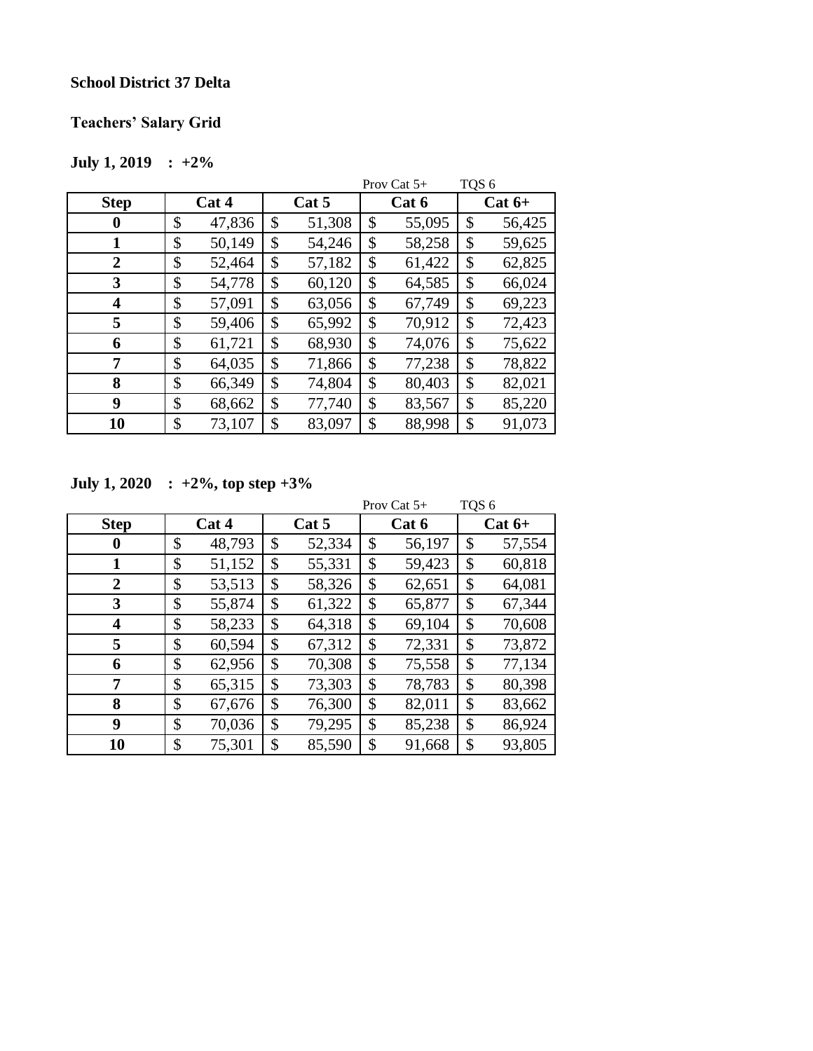**School District 37 Delta**

**Teachers' Salary Grid**

**July 1, 2019 : +2%**

| | | | Prov Cat 5+ | TQS 6 |
|---|---|---|---|---|
| **Step** | **Cat 4** | **Cat 5** | **Cat 6** | **Cat 6+** |
| **0** | $ 47,836 | $ 51,308 | $ 55,095 | $ 56,425 |
| **1** | $ 50,149 | $ 54,246 | $ 58,258 | $ 59,625 |
| **2** | $ 52,464 | $ 57,182 | $ 61,422 | $ 62,825 |
| **3** | $ 54,778 | $ 60,120 | $ 64,585 | $ 66,024 |
| **4** | $ 57,091 | $ 63,056 | $ 67,749 | $ 69,223 |
| **5** | $ 59,406 | $ 65,992 | $ 70,912 | $ 72,423 |
| **6** | $ 61,721 | $ 68,930 | $ 74,076 | $ 75,622 |
| **7** | $ 64,035 | $ 71,866 | $ 77,238 | $ 78,822 |
| **8** | $ 66,349 | $ 74,804 | $ 80,403 | $ 82,021 |
| **9** | $ 68,662 | $ 77,740 | $ 83,567 | $ 85,220 |
| **10** | $ 73,107 | $ 83,097 | $ 88,998 | $ 91,073 |

**July 1, 2020 : +2%, top step +3%**

| | | | Prov Cat 5+ | TQS 6 |
|---|---|---|---|---|
| **Step** | **Cat 4** | **Cat 5** | **Cat 6** | **Cat 6+** |
| **0** | $ 48,793 | $ 52,334 | $ 56,197 | $ 57,554 |
| **1** | $ 51,152 | $ 55,331 | $ 59,423 | $ 60,818 |
| **2** | $ 53,513 | $ 58,326 | $ 62,651 | $ 64,081 |
| **3** | $ 55,874 | $ 61,322 | $ 65,877 | $ 67,344 |
| **4** | $ 58,233 | $ 64,318 | $ 69,104 | $ 70,608 |
| **5** | $ 60,594 | $ 67,312 | $ 72,331 | $ 73,872 |
| **6** | $ 62,956 | $ 70,308 | $ 75,558 | $ 77,134 |
| **7** | $ 65,315 | $ 73,303 | $ 78,783 | $ 80,398 |
| **8** | $ 67,676 | $ 76,300 | $ 82,011 | $ 83,662 |
| **9** | $ 70,036 | $ 79,295 | $ 85,238 | $ 86,924 |
| **10** | $ 75,301 | $ 85,590 | $ 91,668 | $ 93,805 |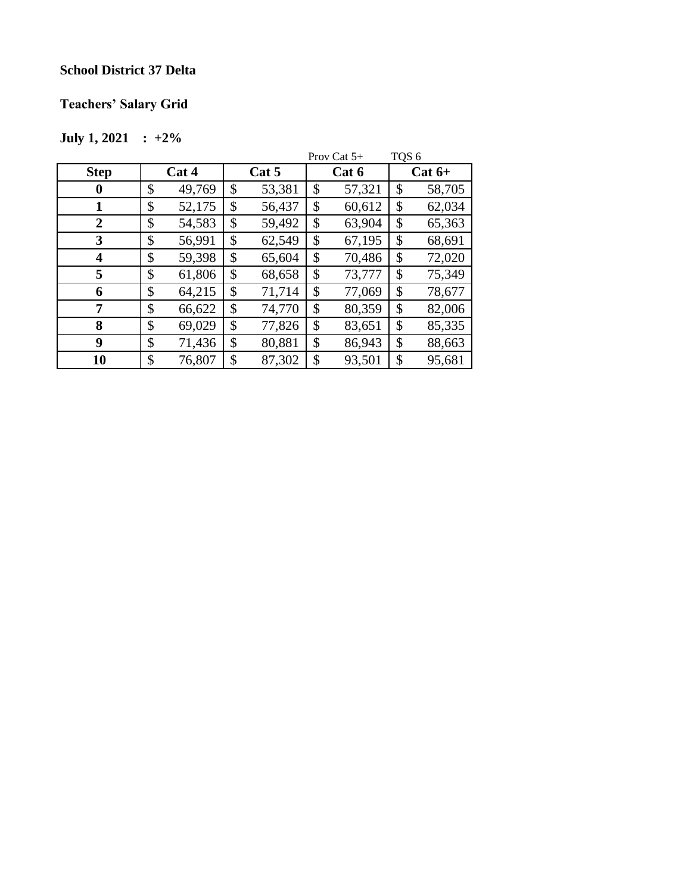**School District 37 Delta**

**Teachers' Salary Grid**

**July 1, 2021 : +2%**

| | | | Prov Cat 5+ | TQS 6 |
|---|---|---|---|---|
| **Step** | **Cat 4** | **Cat 5** | **Cat 6** | **Cat 6+** |
| **0** | $ 49,769 | $ 53,381 | $ 57,321 | $ 58,705 |
| **1** | $ 52,175 | $ 56,437 | $ 60,612 | $ 62,034 |
| **2** | $ 54,583 | $ 59,492 | $ 63,904 | $ 65,363 |
| **3** | $ 56,991 | $ 62,549 | $ 67,195 | $ 68,691 |
| **4** | $ 59,398 | $ 65,604 | $ 70,486 | $ 72,020 |
| **5** | $ 61,806 | $ 68,658 | $ 73,777 | $ 75,349 |
| **6** | $ 64,215 | $ 71,714 | $ 77,069 | $ 78,677 |
| **7** | $ 66,622 | $ 74,770 | $ 80,359 | $ 82,006 |
| **8** | $ 69,029 | $ 77,826 | $ 83,651 | $ 85,335 |
| **9** | $ 71,436 | $ 80,881 | $ 86,943 | $ 88,663 |
| **10** | $ 76,807 | $ 87,302 | $ 93,501 | $ 95,681 |